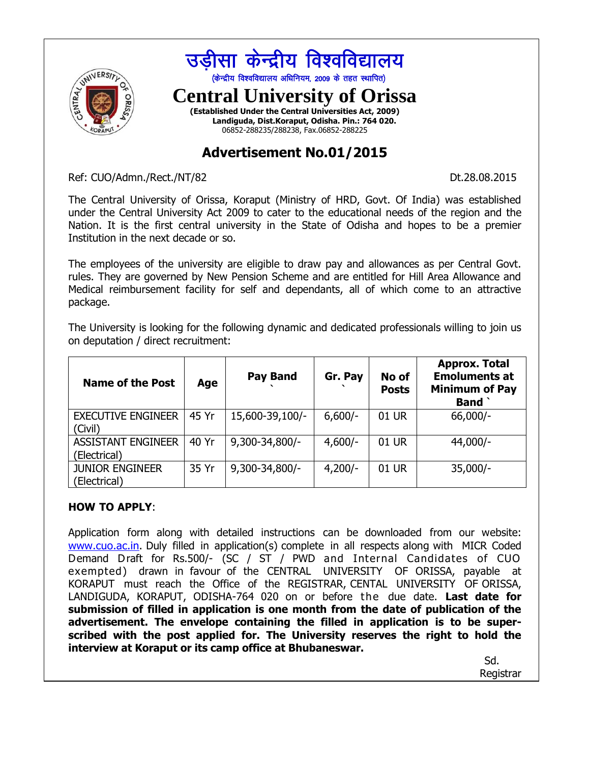# उड़ीसा केन्द्रीय विश्वविद्यालय

(केन्द्रीय विश्वविद्यालय अधिनियम, 2009 के तहत स्थापित)

# Central University of Orissa

**(Established Under the Central Universities Act, 2009)**
**Landiguda, Dist.Koraput, Odisha. Pin.: 764 020.**
06852-288235/288238, Fax.06852-288225

## Advertisement No.01/2015

Ref: CUO/Admn./Rect./NT/82 Dt.28.08.2015

The Central University of Orissa, Koraput (Ministry of HRD, Govt. Of India) was established under the Central University Act 2009 to cater to the educational needs of the region and the Nation. It is the first central university in the State of Odisha and hopes to be a premier Institution in the next decade or so.

The employees of the university are eligible to draw pay and allowances as per Central Govt. rules. They are governed by New Pension Scheme and are entitled for Hill Area Allowance and Medical reimbursement facility for self and dependants, all of which come to an attractive package.

The University is looking for the following dynamic and dedicated professionals willing to join us on deputation / direct recruitment:

| Name of the Post | Age | Pay Band ` | Gr. Pay ` | No of Posts | Approx. Total Emoluments at Minimum of Pay Band ` |
|---|---|---|---|---|---|
| EXECUTIVE ENGINEER (Civil) | 45 Yr | 15,600-39,100/- | 6,600/- | 01 UR | 66,000/- |
| ASSISTANT ENGINEER (Electrical) | 40 Yr | 9,300-34,800/- | 4,600/- | 01 UR | 44,000/- |
| JUNIOR ENGINEER (Electrical) | 35 Yr | 9,300-34,800/- | 4,200/- | 01 UR | 35,000/- |

**HOW TO APPLY**:

Application form along with detailed instructions can be downloaded from our website: www.cuo.ac.in. Duly filled in application(s) complete in all respects along with MICR Coded Demand Draft for Rs.500/- (SC / ST / PWD and Internal Candidates of CUO exempted) drawn in favour of the CENTRAL UNIVERSITY OF ORISSA, payable at KORAPUT must reach the Office of the REGISTRAR, CENTAL UNIVERSITY OF ORISSA, LANDIGUDA, KORAPUT, ODISHA-764 020 on or before the due date. **Last date for submission of filled in application is one month from the date of publication of the advertisement. The envelope containing the filled in application is to be super-scribed with the post applied for. The University reserves the right to hold the interview at Koraput or its camp office at Bhubaneswar.**

Sd.
Registrar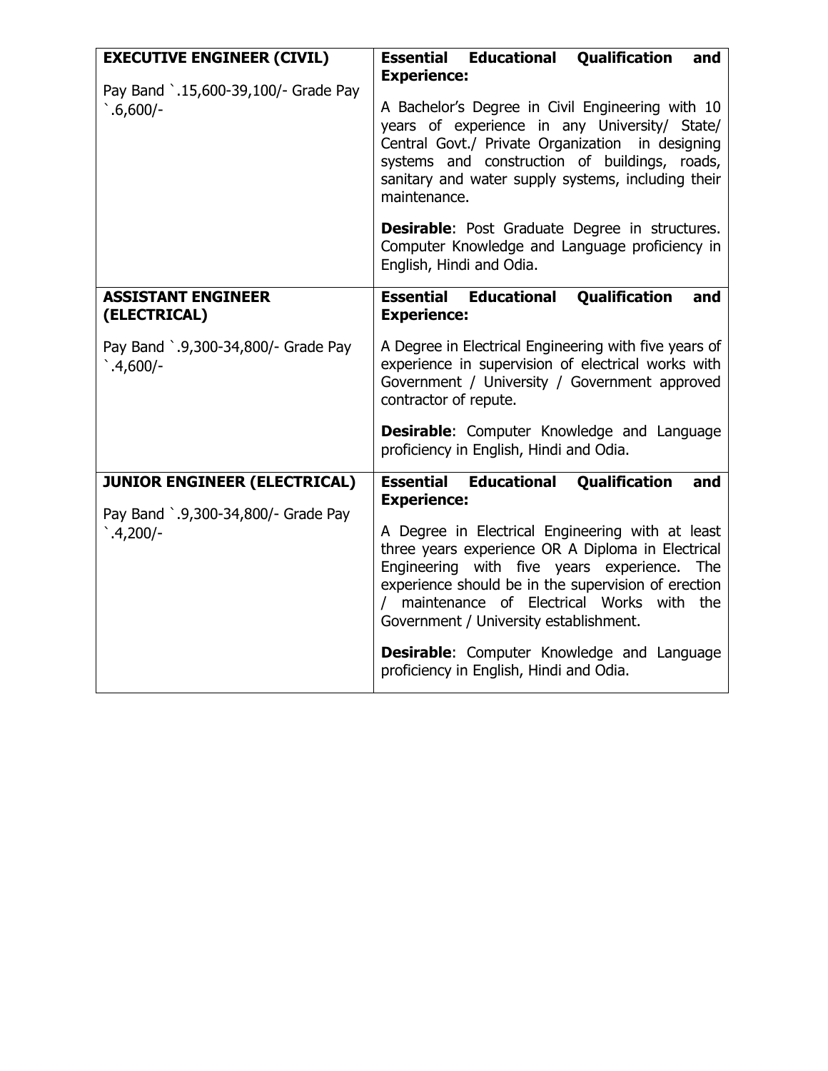| | |
|---|---|
| **EXECUTIVE ENGINEER (CIVIL)**<br><br>Pay Band `.15,600-39,100/- Grade Pay `.6,600/- | **Essential Educational Qualification and Experience:**<br><br>A Bachelor's Degree in Civil Engineering with 10 years of experience in any University/ State/ Central Govt./ Private Organization in designing systems and construction of buildings, roads, sanitary and water supply systems, including their maintenance.<br><br>**Desirable**: Post Graduate Degree in structures. Computer Knowledge and Language proficiency in English, Hindi and Odia. |
| **ASSISTANT ENGINEER (ELECTRICAL)**<br><br>Pay Band `.9,300-34,800/- Grade Pay `.4,600/- | **Essential Educational Qualification and Experience:**<br><br>A Degree in Electrical Engineering with five years of experience in supervision of electrical works with Government / University / Government approved contractor of repute.<br><br>**Desirable**: Computer Knowledge and Language proficiency in English, Hindi and Odia. |
| **JUNIOR ENGINEER (ELECTRICAL)**<br><br>Pay Band `.9,300-34,800/- Grade Pay `.4,200/- | **Essential Educational Qualification and Experience:**<br><br>A Degree in Electrical Engineering with at least three years experience OR A Diploma in Electrical Engineering with five years experience. The experience should be in the supervision of erection / maintenance of Electrical Works with the Government / University establishment.<br><br>**Desirable**: Computer Knowledge and Language proficiency in English, Hindi and Odia. |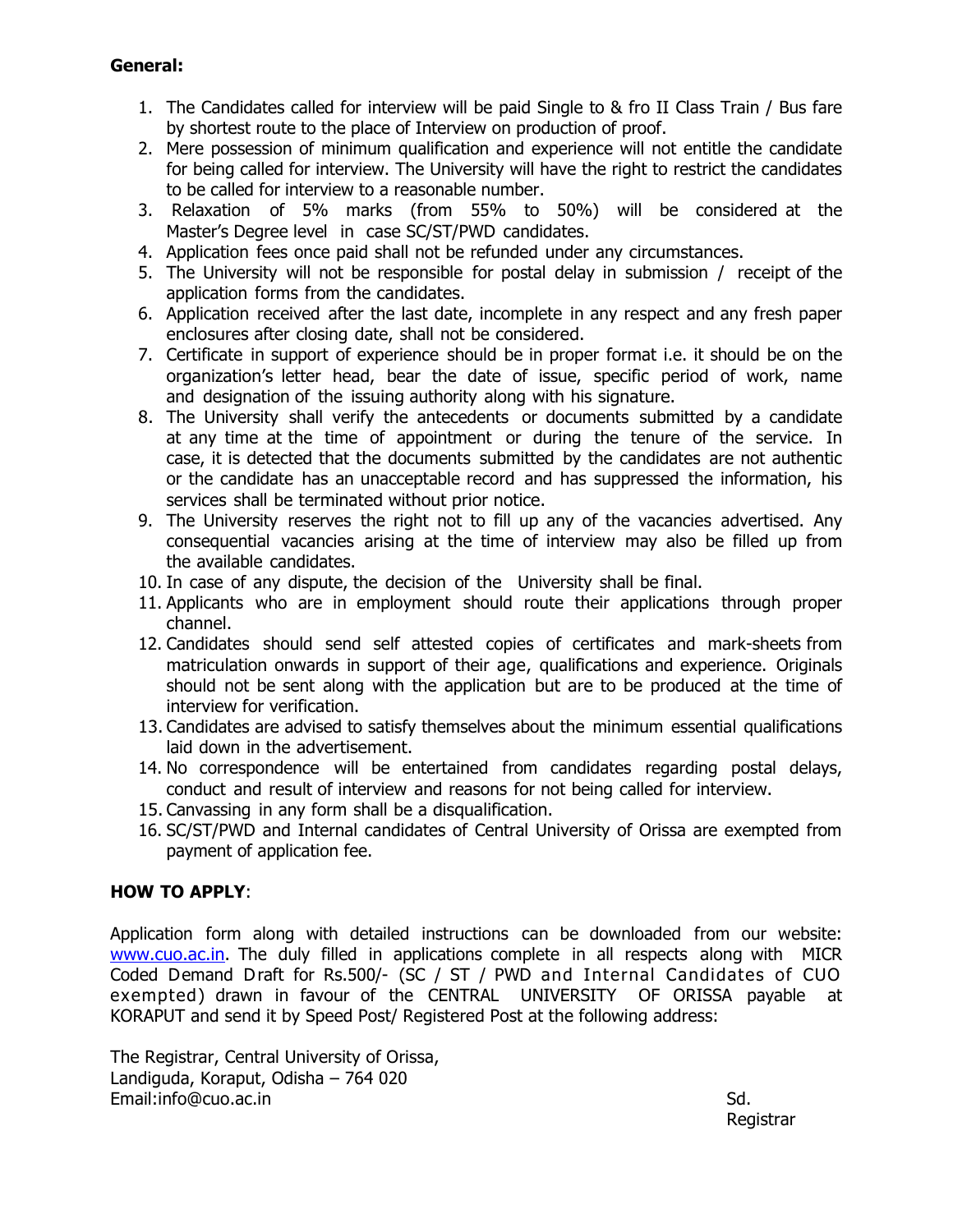**General:**

1. The Candidates called for interview will be paid Single to & fro II Class Train / Bus fare by shortest route to the place of Interview on production of proof.
2. Mere possession of minimum qualification and experience will not entitle the candidate for being called for interview. The University will have the right to restrict the candidates to be called for interview to a reasonable number.
3. Relaxation of 5% marks (from 55% to 50%) will be considered at the Master's Degree level in case SC/ST/PWD candidates.
4. Application fees once paid shall not be refunded under any circumstances.
5. The University will not be responsible for postal delay in submission / receipt of the application forms from the candidates.
6. Application received after the last date, incomplete in any respect and any fresh paper enclosures after closing date, shall not be considered.
7. Certificate in support of experience should be in proper format i.e. it should be on the organization's letter head, bear the date of issue, specific period of work, name and designation of the issuing authority along with his signature.
8. The University shall verify the antecedents or documents submitted by a candidate at any time at the time of appointment or during the tenure of the service. In case, it is detected that the documents submitted by the candidates are not authentic or the candidate has an unacceptable record and has suppressed the information, his services shall be terminated without prior notice.
9. The University reserves the right not to fill up any of the vacancies advertised. Any consequential vacancies arising at the time of interview may also be filled up from the available candidates.
10. In case of any dispute, the decision of the University shall be final.
11. Applicants who are in employment should route their applications through proper channel.
12. Candidates should send self attested copies of certificates and mark-sheets from matriculation onwards in support of their age, qualifications and experience. Originals should not be sent along with the application but are to be produced at the time of interview for verification.
13. Candidates are advised to satisfy themselves about the minimum essential qualifications laid down in the advertisement.
14. No correspondence will be entertained from candidates regarding postal delays, conduct and result of interview and reasons for not being called for interview.
15. Canvassing in any form shall be a disqualification.
16. SC/ST/PWD and Internal candidates of Central University of Orissa are exempted from payment of application fee.

**HOW TO APPLY**:

Application form along with detailed instructions can be downloaded from our website: www.cuo.ac.in. The duly filled in applications complete in all respects along with MICR Coded Demand Draft for Rs.500/- (SC / ST / PWD and Internal Candidates of CUO exempted) drawn in favour of the CENTRAL UNIVERSITY OF ORISSA payable at KORAPUT and send it by Speed Post/ Registered Post at the following address:

The Registrar, Central University of Orissa,
Landiguda, Koraput, Odisha – 764 020
Email:info@cuo.ac.in

Sd.
Registrar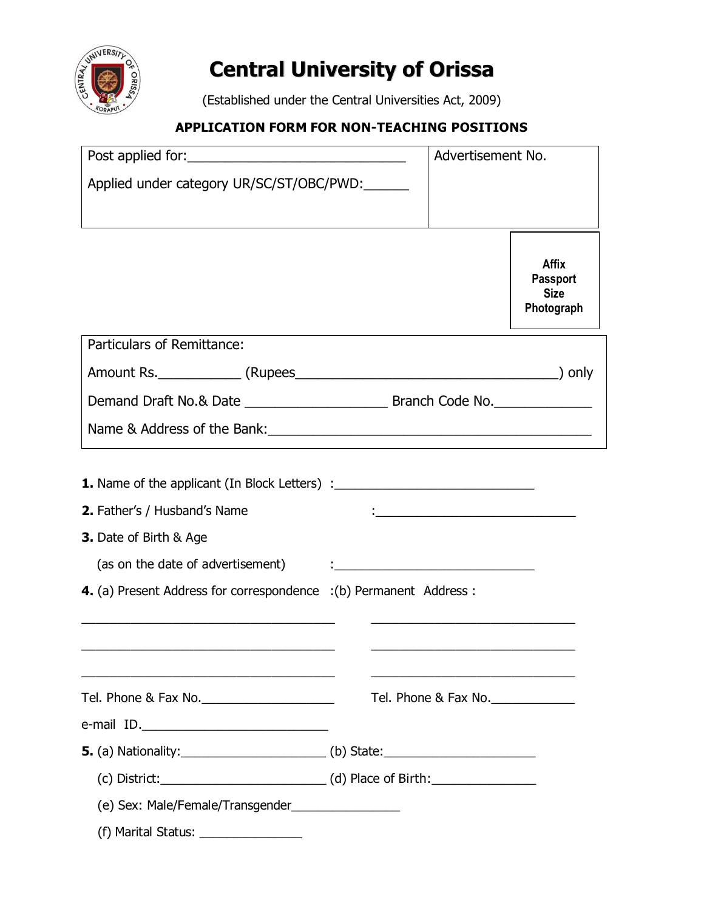# Central University of Orissa

(Established under the Central Universities Act, 2009)

**APPLICATION FORM FOR NON-TEACHING POSITIONS**

| Post applied for:______________________________<br><br>Applied under category UR/SC/ST/OBC/PWD:______ | Advertisement No. |
|---|---|

**Affix Passport Size Photograph**

Particulars of Remittance:

Amount Rs.___________ (Rupees____________________________________) only

Demand Draft No.& Date ___________________ Branch Code No.______________

Name & Address of the Bank:____________________________________________

**1.** Name of the applicant (In Block Letters) :____________________________

**2.** Father's / Husband's Name :____________________________

**3.** Date of Birth & Age

(as on the date of advertisement) :____________________________

**4.** (a) Present Address for correspondence :(b) Permanent Address :

____________________________________ ______________________________

____________________________________ ______________________________

____________________________________ ______________________________

Tel. Phone & Fax No.___________________ Tel. Phone & Fax No.____________

e-mail ID.__________________________

**5.** (a) Nationality:_____________________ (b) State:______________________

(c) District:________________________ (d) Place of Birth:_______________

(e) Sex: Male/Female/Transgender________________

(f) Marital Status: _______________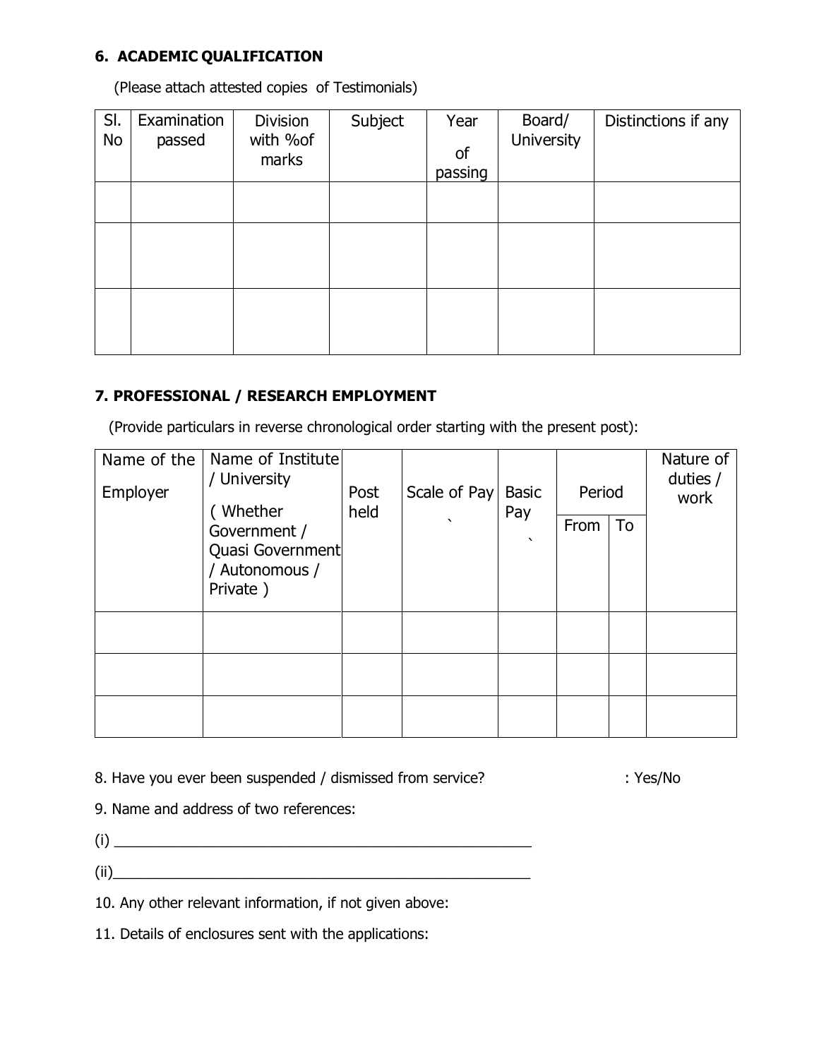**6. ACADEMIC QUALIFICATION**

(Please attach attested copies of Testimonials)

| Sl. No | Examination passed | Division with %of marks | Subject | Year of passing | Board/ University | Distinctions if any |
|---|---|---|---|---|---|---|
| | | | | | | |
| | | | | | | |
| | | | | | | |

**7. PROFESSIONAL / RESEARCH EMPLOYMENT**

(Provide particulars in reverse chronological order starting with the present post):

| Name of the Employer | Name of Institute / University ( Whether Government / Quasi Government / Autonomous / Private ) | Post held | Scale of Pay ` | Basic Pay ` | Period | | Nature of duties / work |
|---|---|---|---|---|---|---|---|
| | | | | | From | To | |
| | | | | | | | |
| | | | | | | | |
| | | | | | | | |

8. Have you ever been suspended / dismissed from service? : Yes/No

9. Name and address of two references:

(i) ______________________________________________________

(ii)______________________________________________________

10. Any other relevant information, if not given above:

11. Details of enclosures sent with the applications: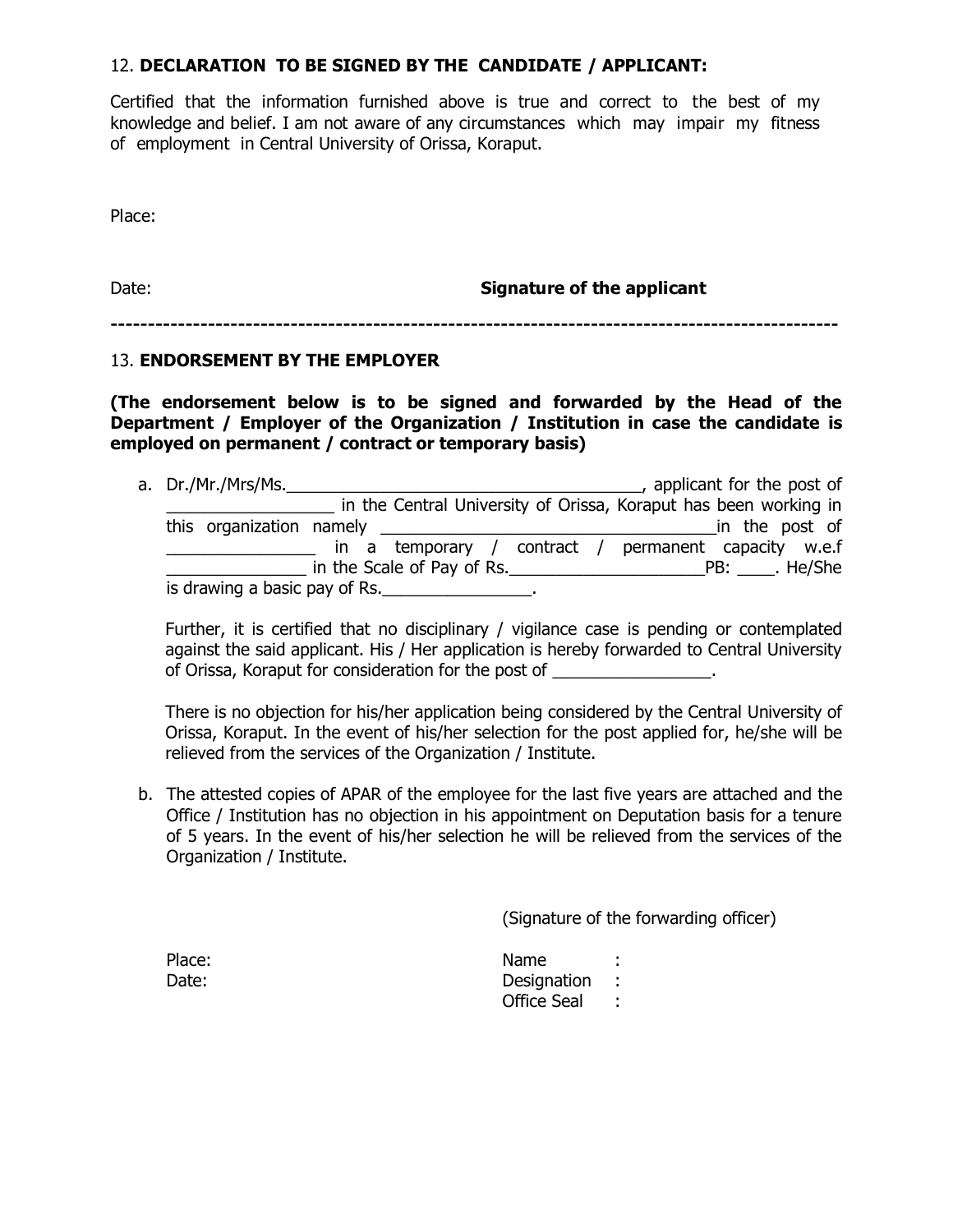12. **DECLARATION TO BE SIGNED BY THE CANDIDATE / APPLICANT:**

Certified that the information furnished above is true and correct to the best of my knowledge and belief. I am not aware of any circumstances which may impair my fitness of employment in Central University of Orissa, Koraput.

Place:

Date: **Signature of the applicant**

---

13. **ENDORSEMENT BY THE EMPLOYER**

**(The endorsement below is to be signed and forwarded by the Head of the Department / Employer of the Organization / Institution in case the candidate is employed on permanent / contract or temporary basis)**

a. Dr./Mr./Mrs/Ms.________________________________________, applicant for the post of __________________ in the Central University of Orissa, Koraput has been working in this organization namely _____________________________________in the post of ________________ in a temporary / contract / permanent capacity w.e.f _______________ in the Scale of Pay of Rs._____________________PB: ____. He/She is drawing a basic pay of Rs.________________.

   Further, it is certified that no disciplinary / vigilance case is pending or contemplated against the said applicant. His / Her application is hereby forwarded to Central University of Orissa, Koraput for consideration for the post of _________________.

   There is no objection for his/her application being considered by the Central University of Orissa, Koraput. In the event of his/her selection for the post applied for, he/she will be relieved from the services of the Organization / Institute.

b. The attested copies of APAR of the employee for the last five years are attached and the Office / Institution has no objection in his appointment on Deputation basis for a tenure of 5 years. In the event of his/her selection he will be relieved from the services of the Organization / Institute.

(Signature of the forwarding officer)

Place:

Date:

Name :

Designation :

Office Seal :